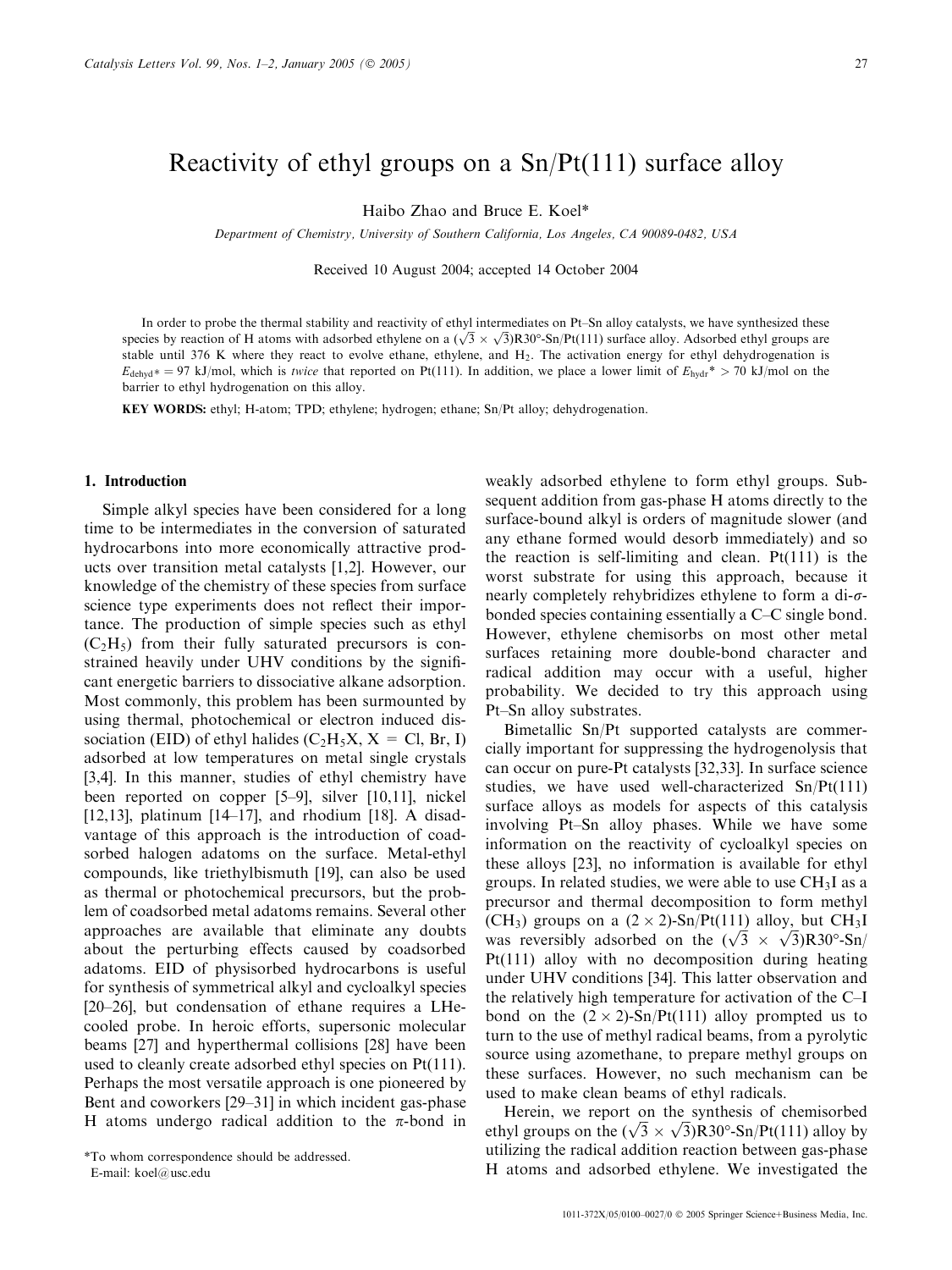# Reactivity of ethyl groups on a Sn/Pt(111) surface alloy

Haibo Zhao and Bruce E. Koel*

*Department of Chemistry, University of Southern California, Los Angeles, CA 90089-0482, USA*

Received 10 August 2004; accepted 14 October 2004

In order to probe the thermal stability and reactivity of ethyl intermediates on Pt–Sn alloy catalysts, we have synthesized these species by reaction of H atoms with adsorbed ethylene on a ($\sqrt{3} \times \sqrt{3}$)R30°-Sn/Pt(111) surface alloy. Adsorbed ethyl groups are stable until 376 K where they react to evolve ethane, ethylene, and $H_2$. The activation energy for ethyl dehydrogenation is $E_{dehyd}* = 97$ kJ/mol, which is *twice* that reported on Pt(111). In addition, we place a lower limit of $E_{hydr}* > 70$ kJ/mol on the barrier to ethyl hydrogenation on this alloy.

**KEY WORDS:** ethyl; H-atom; TPD; ethylene; hydrogen; ethane; Sn/Pt alloy; dehydrogenation.

## 1. Introduction

Simple alkyl species have been considered for a long time to be intermediates in the conversion of saturated hydrocarbons into more economically attractive products over transition metal catalysts [1,2]. However, our knowledge of the chemistry of these species from surface science type experiments does not reflect their importance. The production of simple species such as ethyl ($C_2H_5$) from their fully saturated precursors is constrained heavily under UHV conditions by the significant energetic barriers to dissociative alkane adsorption. Most commonly, this problem has been surmounted by using thermal, photochemical or electron induced dissociation (EID) of ethyl halides ($C_2H_5X$, X = Cl, Br, I) adsorbed at low temperatures on metal single crystals [3,4]. In this manner, studies of ethyl chemistry have been reported on copper [5–9], silver [10,11], nickel [12,13], platinum [14–17], and rhodium [18]. A disadvantage of this approach is the introduction of coadsorbed halogen adatoms on the surface. Metal-ethyl compounds, like triethylbismuth [19], can also be used as thermal or photochemical precursors, but the problem of coadsorbed metal adatoms remains. Several other approaches are available that eliminate any doubts about the perturbing effects caused by coadsorbed adatoms. EID of physisorbed hydrocarbons is useful for synthesis of symmetrical alkyl and cycloalkyl species [20–26], but condensation of ethane requires a LHe-cooled probe. In heroic efforts, supersonic molecular beams [27] and hyperthermal collisions [28] have been used to cleanly create adsorbed ethyl species on Pt(111). Perhaps the most versatile approach is one pioneered by Bent and coworkers [29–31] in which incident gas-phase H atoms undergo radical addition to the π-bond in weakly adsorbed ethylene to form ethyl groups. Subsequent addition from gas-phase H atoms directly to the surface-bound alkyl is orders of magnitude slower (and any ethane formed would desorb immediately) and so the reaction is self-limiting and clean. Pt(111) is the worst substrate for using this approach, because it nearly completely rehybridizes ethylene to form a di-σ-bonded species containing essentially a C–C single bond. However, ethylene chemisorbs on most other metal surfaces retaining more double-bond character and radical addition may occur with a useful, higher probability. We decided to try this approach using Pt–Sn alloy substrates.

Bimetallic Sn/Pt supported catalysts are commercially important for suppressing the hydrogenolysis that can occur on pure-Pt catalysts [32,33]. In surface science studies, we have used well-characterized Sn/Pt(111) surface alloys as models for aspects of this catalysis involving Pt–Sn alloy phases. While we have some information on the reactivity of cycloalkyl species on these alloys [23], no information is available for ethyl groups. In related studies, we were able to use $CH_3I$ as a precursor and thermal decomposition to form methyl ($CH_3$) groups on a (2 × 2)-Sn/Pt(111) alloy, but $CH_3I$ was reversibly adsorbed on the ($\sqrt{3} \times \sqrt{3}$)R30°-Sn/Pt(111) alloy with no decomposition during heating under UHV conditions [34]. This latter observation and the relatively high temperature for activation of the C–I bond on the (2 × 2)-Sn/Pt(111) alloy prompted us to turn to the use of methyl radical beams, from a pyrolytic source using azomethane, to prepare methyl groups on these surfaces. However, no such mechanism can be used to make clean beams of ethyl radicals.

Herein, we report on the synthesis of chemisorbed ethyl groups on the ($\sqrt{3} \times \sqrt{3}$)R30°-Sn/Pt(111) alloy by utilizing the radical addition reaction between gas-phase H atoms and adsorbed ethylene. We investigated the

*To whom correspondence should be addressed.
E-mail: koel@usc.edu

1011-372X/05/0100–0027/0 © 2005 Springer Science+Business Media, Inc.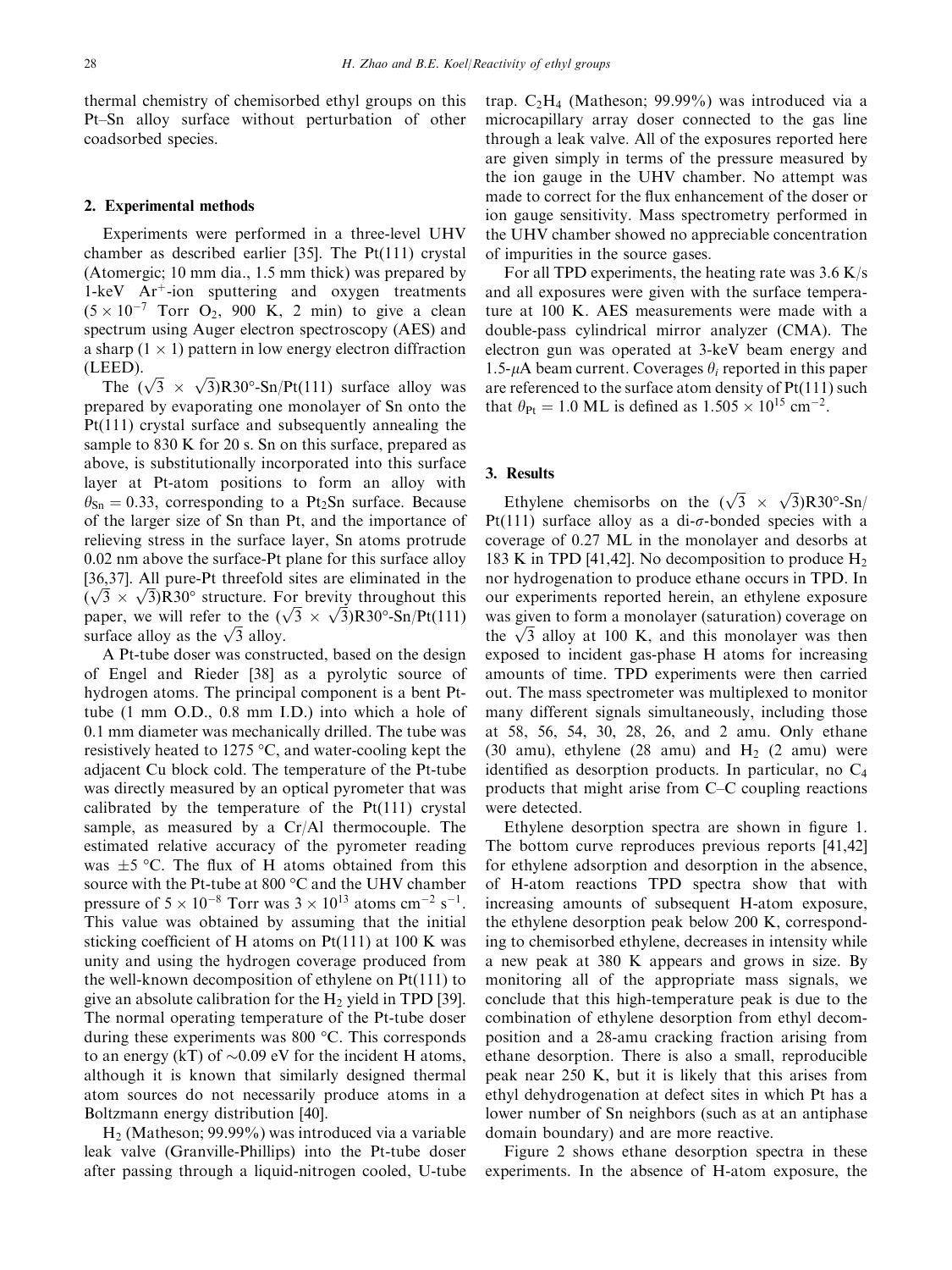thermal chemistry of chemisorbed ethyl groups on this Pt–Sn alloy surface without perturbation of other coadsorbed species.

## 2. Experimental methods

Experiments were performed in a three-level UHV chamber as described earlier [35]. The Pt(111) crystal (Atomergic; 10 mm dia., 1.5 mm thick) was prepared by 1-keV $Ar^+$-ion sputtering and oxygen treatments ($5 \times 10^{-7}$ Torr $O_2$, 900 K, 2 min) to give a clean spectrum using Auger electron spectroscopy (AES) and a sharp $(1 \times 1)$ pattern in low energy electron diffraction (LEED).

The $(\sqrt{3} \times \sqrt{3})R30°$-Sn/Pt(111) surface alloy was prepared by evaporating one monolayer of Sn onto the Pt(111) crystal surface and subsequently annealing the sample to 830 K for 20 s. Sn on this surface, prepared as above, is substitutionally incorporated into this surface layer at Pt-atom positions to form an alloy with $\theta_{Sn} = 0.33$, corresponding to a $Pt_2Sn$ surface. Because of the larger size of Sn than Pt, and the importance of relieving stress in the surface layer, Sn atoms protrude 0.02 nm above the surface-Pt plane for this surface alloy [36,37]. All pure-Pt threefold sites are eliminated in the $(\sqrt{3} \times \sqrt{3})R30°$ structure. For brevity throughout this paper, we will refer to the $(\sqrt{3} \times \sqrt{3})R30°$-Sn/Pt(111) surface alloy as the $\sqrt{3}$ alloy.

A Pt-tube doser was constructed, based on the design of Engel and Rieder [38] as a pyrolytic source of hydrogen atoms. The principal component is a bent Pt-tube (1 mm O.D., 0.8 mm I.D.) into which a hole of 0.1 mm diameter was mechanically drilled. The tube was resistively heated to 1275 °C, and water-cooling kept the adjacent Cu block cold. The temperature of the Pt-tube was directly measured by an optical pyrometer that was calibrated by the temperature of the Pt(111) crystal sample, as measured by a Cr/Al thermocouple. The estimated relative accuracy of the pyrometer reading was ±5 °C. The flux of H atoms obtained from this source with the Pt-tube at 800 °C and the UHV chamber pressure of $5 \times 10^{-8}$ Torr was $3 \times 10^{13}$ atoms $cm^{-2}$ $s^{-1}$. This value was obtained by assuming that the initial sticking coefficient of H atoms on Pt(111) at 100 K was unity and using the hydrogen coverage produced from the well-known decomposition of ethylene on Pt(111) to give an absolute calibration for the $H_2$ yield in TPD [39]. The normal operating temperature of the Pt-tube doser during these experiments was 800 °C. This corresponds to an energy (kT) of ~0.09 eV for the incident H atoms, although it is known that similarly designed thermal atom sources do not necessarily produce atoms in a Boltzmann energy distribution [40].

$H_2$ (Matheson; 99.99%) was introduced via a variable leak valve (Granville-Phillips) into the Pt-tube doser after passing through a liquid-nitrogen cooled, U-tube trap. $C_2H_4$ (Matheson; 99.99%) was introduced via a microcapillary array doser connected to the gas line through a leak valve. All of the exposures reported here are given simply in terms of the pressure measured by the ion gauge in the UHV chamber. No attempt was made to correct for the flux enhancement of the doser or ion gauge sensitivity. Mass spectrometry performed in the UHV chamber showed no appreciable concentration of impurities in the source gases.

For all TPD experiments, the heating rate was 3.6 K/s and all exposures were given with the surface temperature at 100 K. AES measurements were made with a double-pass cylindrical mirror analyzer (CMA). The electron gun was operated at 3-keV beam energy and 1.5-μA beam current. Coverages $\theta_i$ reported in this paper are referenced to the surface atom density of Pt(111) such that $\theta_{Pt} = 1.0$ ML is defined as $1.505 \times 10^{15}$ $cm^{-2}$.

## 3. Results

Ethylene chemisorbs on the $(\sqrt{3} \times \sqrt{3})R30°$-Sn/Pt(111) surface alloy as a di-σ-bonded species with a coverage of 0.27 ML in the monolayer and desorbs at 183 K in TPD [41,42]. No decomposition to produce $H_2$ nor hydrogenation to produce ethane occurs in TPD. In our experiments reported herein, an ethylene exposure was given to form a monolayer (saturation) coverage on the $\sqrt{3}$ alloy at 100 K, and this monolayer was then exposed to incident gas-phase H atoms for increasing amounts of time. TPD experiments were then carried out. The mass spectrometer was multiplexed to monitor many different signals simultaneously, including those at 58, 56, 54, 30, 28, 26, and 2 amu. Only ethane (30 amu), ethylene (28 amu) and $H_2$ (2 amu) were identified as desorption products. In particular, no $C_4$ products that might arise from C–C coupling reactions were detected.

Ethylene desorption spectra are shown in figure 1. The bottom curve reproduces previous reports [41,42] for ethylene adsorption and desorption in the absence, of H-atom reactions TPD spectra show that with increasing amounts of subsequent H-atom exposure, the ethylene desorption peak below 200 K, corresponding to chemisorbed ethylene, decreases in intensity while a new peak at 380 K appears and grows in size. By monitoring all of the appropriate mass signals, we conclude that this high-temperature peak is due to the combination of ethylene desorption from ethyl decomposition and a 28-amu cracking fraction arising from ethane desorption. There is also a small, reproducible peak near 250 K, but it is likely that this arises from ethyl dehydrogenation at defect sites in which Pt has a lower number of Sn neighbors (such as at an antiphase domain boundary) and are more reactive.

Figure 2 shows ethane desorption spectra in these experiments. In the absence of H-atom exposure, the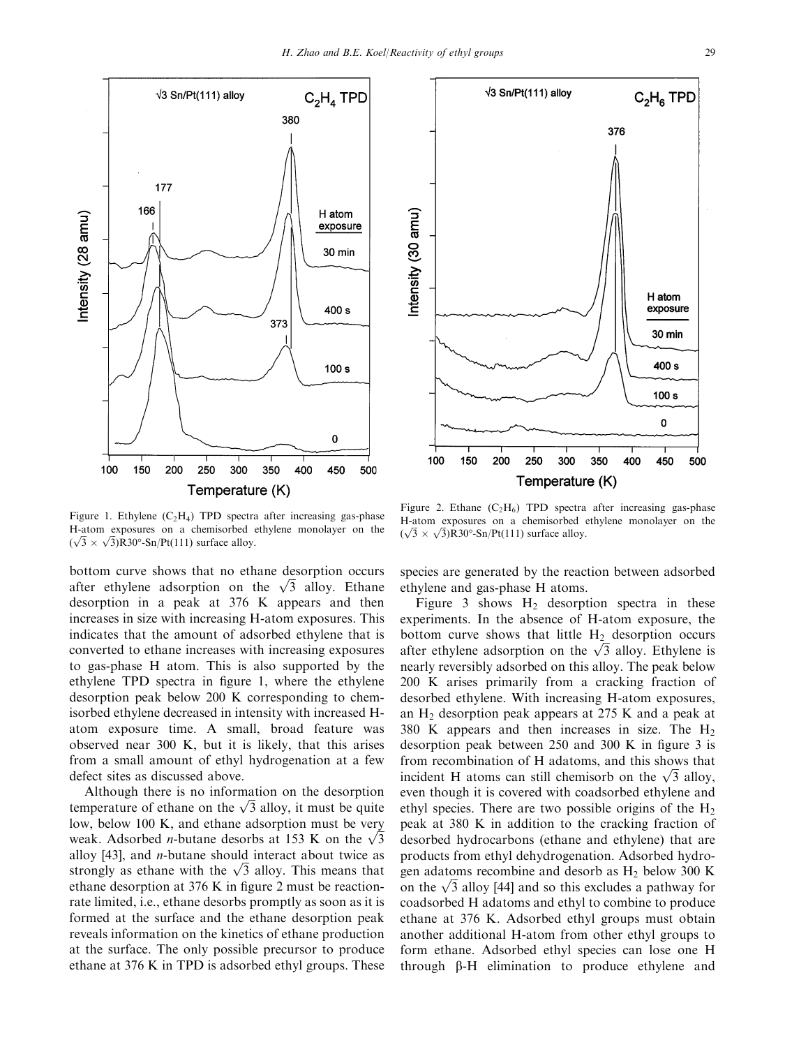√3 Sn/Pt(111) alloy

$C_2H_4$ TPD

Intensity (28 amu)

Temperature (K)

H atom exposure

30 min

400 s

100 s

0

166

177

380

373

100 150 200 250 300 350 400 450 500

Figure 1. Ethylene ($C_2H_4$) TPD spectra after increasing gas-phase H-atom exposures on a chemisorbed ethylene monolayer on the $(\sqrt{3} \times \sqrt{3})R30°$-Sn/Pt(111) surface alloy.

√3 Sn/Pt(111) alloy

$C_2H_6$ TPD

Intensity (30 amu)

Temperature (K)

H atom exposure

30 min

400 s

100 s

0

376

100 150 200 250 300 350 400 450 500

Figure 2. Ethane ($C_2H_6$) TPD spectra after increasing gas-phase H-atom exposures on a chemisorbed ethylene monolayer on the $(\sqrt{3} \times \sqrt{3})R30°$-Sn/Pt(111) surface alloy.

bottom curve shows that no ethane desorption occurs after ethylene adsorption on the $\sqrt{3}$ alloy. Ethane desorption in a peak at 376 K appears and then increases in size with increasing H-atom exposures. This indicates that the amount of adsorbed ethylene that is converted to ethane increases with increasing exposures to gas-phase H atom. This is also supported by the ethylene TPD spectra in figure 1, where the ethylene desorption peak below 200 K corresponding to chemisorbed ethylene decreased in intensity with increased H-atom exposure time. A small, broad feature was observed near 300 K, but it is likely, that this arises from a small amount of ethyl hydrogenation at a few defect sites as discussed above.

Although there is no information on the desorption temperature of ethane on the $\sqrt{3}$ alloy, it must be quite low, below 100 K, and ethane adsorption must be very weak. Adsorbed *n*-butane desorbs at 153 K on the $\sqrt{3}$ alloy [43], and *n*-butane should interact about twice as strongly as ethane with the $\sqrt{3}$ alloy. This means that ethane desorption at 376 K in figure 2 must be reaction-rate limited, i.e., ethane desorbs promptly as soon as it is formed at the surface and the ethane desorption peak reveals information on the kinetics of ethane production at the surface. The only possible precursor to produce ethane at 376 K in TPD is adsorbed ethyl groups. These species are generated by the reaction between adsorbed ethylene and gas-phase H atoms.

Figure 3 shows $H_2$ desorption spectra in these experiments. In the absence of H-atom exposure, the bottom curve shows that little $H_2$ desorption occurs after ethylene adsorption on the $\sqrt{3}$ alloy. Ethylene is nearly reversibly adsorbed on this alloy. The peak below 200 K arises primarily from a cracking fraction of desorbed ethylene. With increasing H-atom exposures, an $H_2$ desorption peak appears at 275 K and a peak at 380 K appears and then increases in size. The $H_2$ desorption peak between 250 and 300 K in figure 3 is from recombination of H adatoms, and this shows that incident H atoms can still chemisorb on the $\sqrt{3}$ alloy, even though it is covered with coadsorbed ethylene and ethyl species. There are two possible origins of the $H_2$ peak at 380 K in addition to the cracking fraction of desorbed hydrocarbons (ethane and ethylene) that are products from ethyl dehydrogenation. Adsorbed hydrogen adatoms recombine and desorb as $H_2$ below 300 K on the $\sqrt{3}$ alloy [44] and so this excludes a pathway for coadsorbed H adatoms and ethyl to combine to produce ethane at 376 K. Adsorbed ethyl groups must obtain another additional H-atom from other ethyl groups to form ethane. Adsorbed ethyl species can lose one H through β-H elimination to produce ethylene and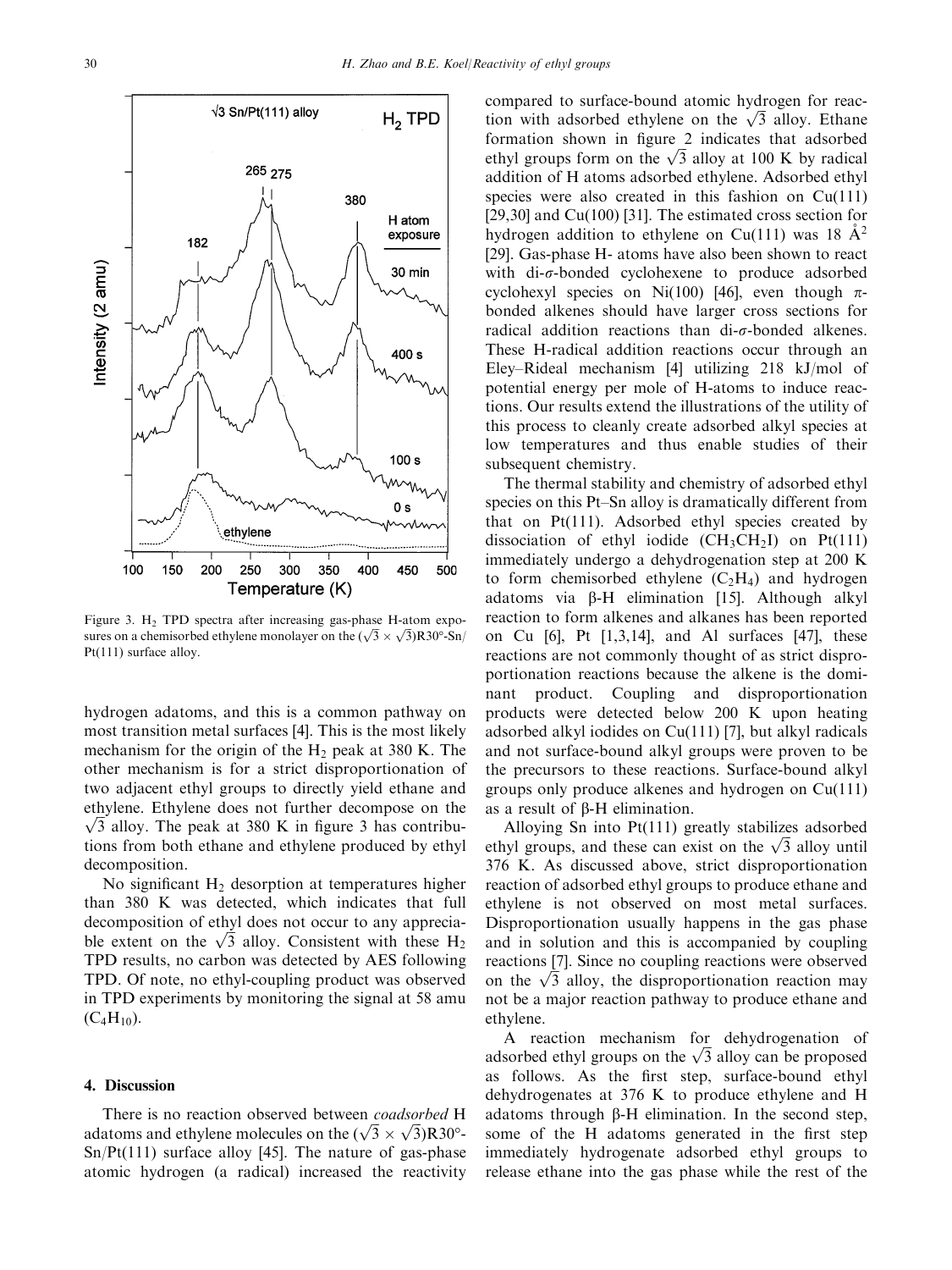√3 Sn/Pt(111) alloy

H$_2$ TPD

265 275

380

182

H atom exposure

30 min

400 s

100 s

0 s

ethylene

Intensity (2 amu)

100 150 200 250 300 350 400 450 500

Temperature (K)

Figure 3. $H_2$ TPD spectra after increasing gas-phase H-atom exposures on a chemisorbed ethylene monolayer on the $(\sqrt{3}\times\sqrt{3})R30°$-Sn/Pt(111) surface alloy.

hydrogen adatoms, and this is a common pathway on most transition metal surfaces [4]. This is the most likely mechanism for the origin of the $H_2$ peak at 380 K. The other mechanism is for a strict disproportionation of two adjacent ethyl groups to directly yield ethane and ethylene. Ethylene does not further decompose on the $\sqrt{3}$ alloy. The peak at 380 K in figure 3 has contributions from both ethane and ethylene produced by ethyl decomposition.

No significant $H_2$ desorption at temperatures higher than 380 K was detected, which indicates that full decomposition of ethyl does not occur to any appreciable extent on the $\sqrt{3}$ alloy. Consistent with these $H_2$ TPD results, no carbon was detected by AES following TPD. Of note, no ethyl-coupling product was observed in TPD experiments by monitoring the signal at 58 amu ($C_4H_{10}$).

## 4. Discussion

There is no reaction observed between *coadsorbed* H adatoms and ethylene molecules on the $(\sqrt{3}\times\sqrt{3})R30°$-Sn/Pt(111) surface alloy [45]. The nature of gas-phase atomic hydrogen (a radical) increased the reactivity compared to surface-bound atomic hydrogen for reaction with adsorbed ethylene on the $\sqrt{3}$ alloy. Ethane formation shown in figure 2 indicates that adsorbed ethyl groups form on the $\sqrt{3}$ alloy at 100 K by radical addition of H atoms adsorbed ethylene. Adsorbed ethyl species were also created in this fashion on Cu(111) [29,30] and Cu(100) [31]. The estimated cross section for hydrogen addition to ethylene on Cu(111) was 18 Å$^2$ [29]. Gas-phase H- atoms have also been shown to react with di-σ-bonded cyclohexene to produce adsorbed cyclohexyl species on Ni(100) [46], even though π-bonded alkenes should have larger cross sections for radical addition reactions than di-σ-bonded alkenes. These H-radical addition reactions occur through an Eley–Rideal mechanism [4] utilizing 218 kJ/mol of potential energy per mole of H-atoms to induce reactions. Our results extend the illustrations of the utility of this process to cleanly create adsorbed alkyl species at low temperatures and thus enable studies of their subsequent chemistry.

The thermal stability and chemistry of adsorbed ethyl species on this Pt–Sn alloy is dramatically different from that on Pt(111). Adsorbed ethyl species created by dissociation of ethyl iodide ($CH_3CH_2I$) on Pt(111) immediately undergo a dehydrogenation step at 200 K to form chemisorbed ethylene ($C_2H_4$) and hydrogen adatoms via β-H elimination [15]. Although alkyl reaction to form alkenes and alkanes has been reported on Cu [6], Pt [1,3,14], and Al surfaces [47], these reactions are not commonly thought of as strict disproportionation reactions because the alkene is the dominant product. Coupling and disproportionation products were detected below 200 K upon heating adsorbed alkyl iodides on Cu(111) [7], but alkyl radicals and not surface-bound alkyl groups were proven to be the precursors to these reactions. Surface-bound alkyl groups only produce alkenes and hydrogen on Cu(111) as a result of β-H elimination.

Alloying Sn into Pt(111) greatly stabilizes adsorbed ethyl groups, and these can exist on the $\sqrt{3}$ alloy until 376 K. As discussed above, strict disproportionation reaction of adsorbed ethyl groups to produce ethane and ethylene is not observed on most metal surfaces. Disproportionation usually happens in the gas phase and in solution and this is accompanied by coupling reactions [7]. Since no coupling reactions were observed on the $\sqrt{3}$ alloy, the disproportionation reaction may not be a major reaction pathway to produce ethane and ethylene.

A reaction mechanism for dehydrogenation of adsorbed ethyl groups on the $\sqrt{3}$ alloy can be proposed as follows. As the first step, surface-bound ethyl dehydrogenates at 376 K to produce ethylene and H adatoms through β-H elimination. In the second step, some of the H adatoms generated in the first step immediately hydrogenate adsorbed ethyl groups to release ethane into the gas phase while the rest of the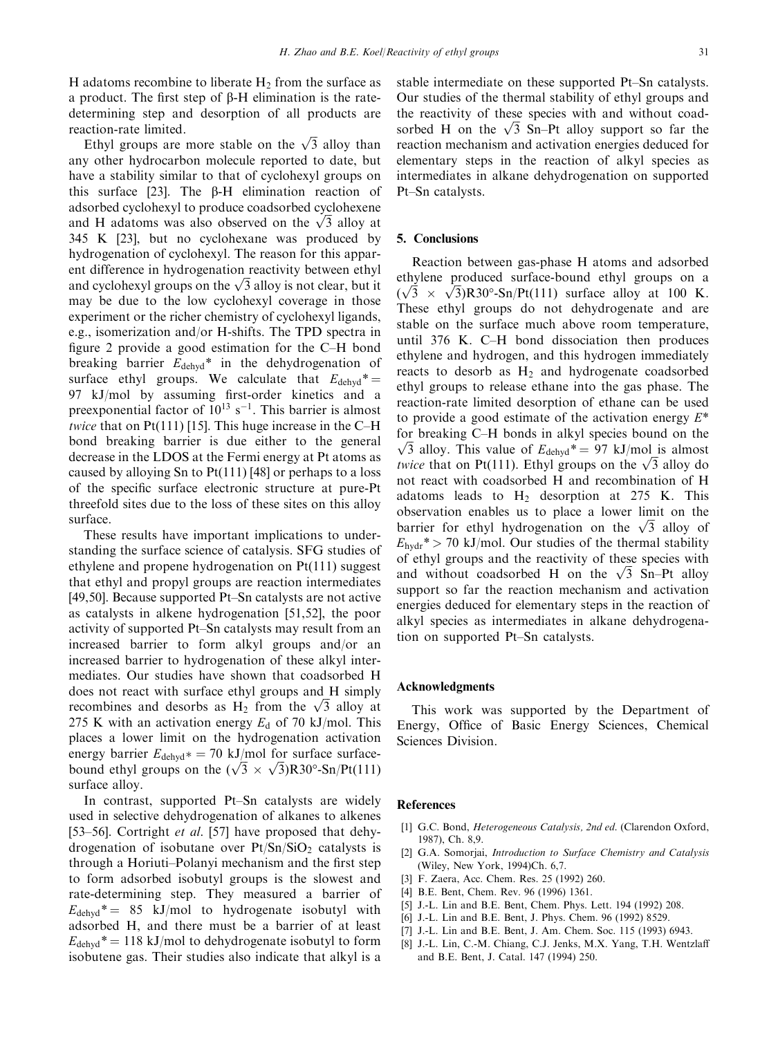H adatoms recombine to liberate $H_2$ from the surface as a product. The first step of β-H elimination is the rate-determining step and desorption of all products are reaction-rate limited.

Ethyl groups are more stable on the $\sqrt{3}$ alloy than any other hydrocarbon molecule reported to date, but have a stability similar to that of cyclohexyl groups on this surface [23]. The β-H elimination reaction of adsorbed cyclohexyl to produce coadsorbed cyclohexene and H adatoms was also observed on the $\sqrt{3}$ alloy at 345 K [23], but no cyclohexane was produced by hydrogenation of cyclohexyl. The reason for this apparent difference in hydrogenation reactivity between ethyl and cyclohexyl groups on the $\sqrt{3}$ alloy is not clear, but it may be due to the low cyclohexyl coverage in those experiment or the richer chemistry of cyclohexyl ligands, e.g., isomerization and/or H-shifts. The TPD spectra in figure 2 provide a good estimation for the C–H bond breaking barrier $E_{dehyd}$* in the dehydrogenation of surface ethyl groups. We calculate that $E_{dehyd}$* = 97 kJ/mol by assuming first-order kinetics and a preexponential factor of $10^{13}$ $s^{-1}$. This barrier is almost *twice* that on Pt(111) [15]. This huge increase in the C–H bond breaking barrier is due either to the general decrease in the LDOS at the Fermi energy at Pt atoms as caused by alloying Sn to Pt(111) [48] or perhaps to a loss of the specific surface electronic structure at pure-Pt threefold sites due to the loss of these sites on this alloy surface.

These results have important implications to understanding the surface science of catalysis. SFG studies of ethylene and propene hydrogenation on Pt(111) suggest that ethyl and propyl groups are reaction intermediates [49,50]. Because supported Pt–Sn catalysts are not active as catalysts in alkene hydrogenation [51,52], the poor activity of supported Pt–Sn catalysts may result from an increased barrier to form alkyl groups and/or an increased barrier to hydrogenation of these alkyl intermediates. Our studies have shown that coadsorbed H does not react with surface ethyl groups and H simply recombines and desorbs as $H_2$ from the $\sqrt{3}$ alloy at 275 K with an activation energy $E_d$ of 70 kJ/mol. This places a lower limit on the hydrogenation activation energy barrier $E_{dehyd*}$ = 70 kJ/mol for surface surface-bound ethyl groups on the $(\sqrt{3} \times \sqrt{3})$R30°-Sn/Pt(111) surface alloy.

In contrast, supported Pt–Sn catalysts are widely used in selective dehydrogenation of alkanes to alkenes [53–56]. Cortright *et al.* [57] have proposed that dehydrogenation of isobutane over $Pt/Sn/SiO_2$ catalysts is through a Horiuti–Polanyi mechanism and the first step to form adsorbed isobutyl groups is the slowest and rate-determining step. They measured a barrier of $E_{dehyd}$* = 85 kJ/mol to hydrogenate isobutyl with adsorbed H, and there must be a barrier of at least $E_{dehyd}$* = 118 kJ/mol to dehydrogenate isobutyl to form isobutene gas. Their studies also indicate that alkyl is a stable intermediate on these supported Pt–Sn catalysts. Our studies of the thermal stability of ethyl groups and the reactivity of these species with and without coadsorbed H on the $\sqrt{3}$ Sn–Pt alloy support so far the reaction mechanism and activation energies deduced for elementary steps in the reaction of alkyl species as intermediates in alkane dehydrogenation on supported Pt–Sn catalysts.

## 5. Conclusions

Reaction between gas-phase H atoms and adsorbed ethylene produced surface-bound ethyl groups on a $(\sqrt{3} \times \sqrt{3})$R30°-Sn/Pt(111) surface alloy at 100 K. These ethyl groups do not dehydrogenate and are stable on the surface much above room temperature, until 376 K. C–H bond dissociation then produces ethylene and hydrogen, and this hydrogen immediately reacts to desorb as $H_2$ and hydrogenate coadsorbed ethyl groups to release ethane into the gas phase. The reaction-rate limited desorption of ethane can be used to provide a good estimate of the activation energy $E$* for breaking C–H bonds in alkyl species bound on the $\sqrt{3}$ alloy. This value of $E_{dehyd}$* = 97 kJ/mol is almost *twice* that on Pt(111). Ethyl groups on the $\sqrt{3}$ alloy do not react with coadsorbed H and recombination of H adatoms leads to $H_2$ desorption at 275 K. This observation enables us to place a lower limit on the barrier for ethyl hydrogenation on the $\sqrt{3}$ alloy of $E_{hydr}$* > 70 kJ/mol. Our studies of the thermal stability of ethyl groups and the reactivity of these species with and without coadsorbed H on the $\sqrt{3}$ Sn–Pt alloy support so far the reaction mechanism and activation energies deduced for elementary steps in the reaction of alkyl species as intermediates in alkane dehydrogenation on supported Pt–Sn catalysts.

## Acknowledgments

This work was supported by the Department of Energy, Office of Basic Energy Sciences, Chemical Sciences Division.

## References

[1] G.C. Bond, *Heterogeneous Catalysis, 2nd ed.* (Clarendon Oxford, 1987), Ch. 8,9.

[2] G.A. Somorjai, *Introduction to Surface Chemistry and Catalysis* (Wiley, New York, 1994)Ch. 6,7.

[3] F. Zaera, Acc. Chem. Res. 25 (1992) 260.

[4] B.E. Bent, Chem. Rev. 96 (1996) 1361.

[5] J.-L. Lin and B.E. Bent, Chem. Phys. Lett. 194 (1992) 208.

[6] J.-L. Lin and B.E. Bent, J. Phys. Chem. 96 (1992) 8529.

[7] J.-L. Lin and B.E. Bent, J. Am. Chem. Soc. 115 (1993) 6943.

[8] J.-L. Lin, C.-M. Chiang, C.J. Jenks, M.X. Yang, T.H. Wentzlaff and B.E. Bent, J. Catal. 147 (1994) 250.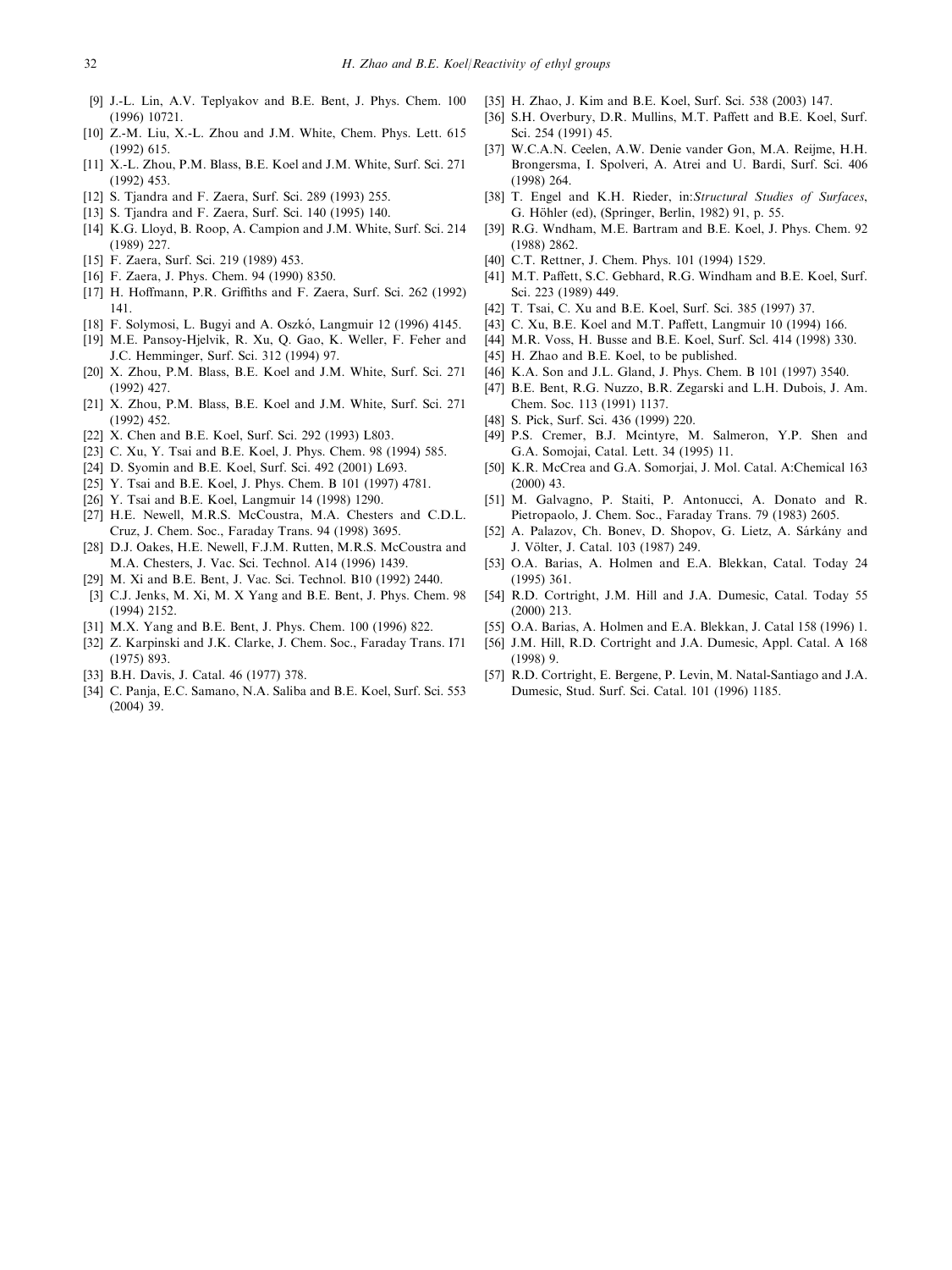[9] J.-L. Lin, A.V. Teplyakov and B.E. Bent, J. Phys. Chem. 100 (1996) 10721.

[10] Z.-M. Liu, X.-L. Zhou and J.M. White, Chem. Phys. Lett. 615 (1992) 615.

[11] X.-L. Zhou, P.M. Blass, B.E. Koel and J.M. White, Surf. Sci. 271 (1992) 453.

[12] S. Tjandra and F. Zaera, Surf. Sci. 289 (1993) 255.

[13] S. Tjandra and F. Zaera, Surf. Sci. 140 (1995) 140.

[14] K.G. Lloyd, B. Roop, A. Campion and J.M. White, Surf. Sci. 214 (1989) 227.

[15] F. Zaera, Surf. Sci. 219 (1989) 453.

[16] F. Zaera, J. Phys. Chem. 94 (1990) 8350.

[17] H. Hoffmann, P.R. Griffiths and F. Zaera, Surf. Sci. 262 (1992) 141.

[18] F. Solymosi, L. Bugyi and A. Oszkó, Langmuir 12 (1996) 4145.

[19] M.E. Pansoy-Hjelvik, R. Xu, Q. Gao, K. Weller, F. Feher and J.C. Hemminger, Surf. Sci. 312 (1994) 97.

[20] X. Zhou, P.M. Blass, B.E. Koel and J.M. White, Surf. Sci. 271 (1992) 427.

[21] X. Zhou, P.M. Blass, B.E. Koel and J.M. White, Surf. Sci. 271 (1992) 452.

[22] X. Chen and B.E. Koel, Surf. Sci. 292 (1993) L803.

[23] C. Xu, Y. Tsai and B.E. Koel, J. Phys. Chem. 98 (1994) 585.

[24] D. Syomin and B.E. Koel, Surf. Sci. 492 (2001) L693.

[25] Y. Tsai and B.E. Koel, J. Phys. Chem. B 101 (1997) 4781.

[26] Y. Tsai and B.E. Koel, Langmuir 14 (1998) 1290.

[27] H.E. Newell, M.R.S. McCoustra, M.A. Chesters and C.D.L. Cruz, J. Chem. Soc., Faraday Trans. 94 (1998) 3695.

[28] D.J. Oakes, H.E. Newell, F.J.M. Rutten, M.R.S. McCoustra and M.A. Chesters, J. Vac. Sci. Technol. A14 (1996) 1439.

[29] M. Xi and B.E. Bent, J. Vac. Sci. Technol. B10 (1992) 2440.

[3] C.J. Jenks, M. Xi, M. X Yang and B.E. Bent, J. Phys. Chem. 98 (1994) 2152.

[31] M.X. Yang and B.E. Bent, J. Phys. Chem. 100 (1996) 822.

[32] Z. Karpinski and J.K. Clarke, J. Chem. Soc., Faraday Trans. I71 (1975) 893.

[33] B.H. Davis, J. Catal. 46 (1977) 378.

[34] C. Panja, E.C. Samano, N.A. Saliba and B.E. Koel, Surf. Sci. 553 (2004) 39.

[35] H. Zhao, J. Kim and B.E. Koel, Surf. Sci. 538 (2003) 147.

[36] S.H. Overbury, D.R. Mullins, M.T. Paffett and B.E. Koel, Surf. Sci. 254 (1991) 45.

[37] W.C.A.N. Ceelen, A.W. Denie vander Gon, M.A. Reijme, H.H. Brongersma, I. Spolveri, A. Atrei and U. Bardi, Surf. Sci. 406 (1998) 264.

[38] T. Engel and K.H. Rieder, in:*Structural Studies of Surfaces*, G. Höhler (ed), (Springer, Berlin, 1982) 91, p. 55.

[39] R.G. Wndham, M.E. Bartram and B.E. Koel, J. Phys. Chem. 92 (1988) 2862.

[40] C.T. Rettner, J. Chem. Phys. 101 (1994) 1529.

[41] M.T. Paffett, S.C. Gebhard, R.G. Windham and B.E. Koel, Surf. Sci. 223 (1989) 449.

[42] T. Tsai, C. Xu and B.E. Koel, Surf. Sci. 385 (1997) 37.

[43] C. Xu, B.E. Koel and M.T. Paffett, Langmuir 10 (1994) 166.

[44] M.R. Voss, H. Busse and B.E. Koel, Surf. Scl. 414 (1998) 330.

[45] H. Zhao and B.E. Koel, to be published.

[46] K.A. Son and J.L. Gland, J. Phys. Chem. B 101 (1997) 3540.

[47] B.E. Bent, R.G. Nuzzo, B.R. Zegarski and L.H. Dubois, J. Am. Chem. Soc. 113 (1991) 1137.

[48] S. Pick, Surf. Sci. 436 (1999) 220.

[49] P.S. Cremer, B.J. Mcintyre, M. Salmeron, Y.P. Shen and G.A. Somojai, Catal. Lett. 34 (1995) 11.

[50] K.R. McCrea and G.A. Somorjai, J. Mol. Catal. A:Chemical 163 (2000) 43.

[51] M. Galvagno, P. Staiti, P. Antonucci, A. Donato and R. Pietropaolo, J. Chem. Soc., Faraday Trans. 79 (1983) 2605.

[52] A. Palazov, Ch. Bonev, D. Shopov, G. Lietz, A. Sárkány and J. Völter, J. Catal. 103 (1987) 249.

[53] O.A. Barias, A. Holmen and E.A. Blekkan, Catal. Today 24 (1995) 361.

[54] R.D. Cortright, J.M. Hill and J.A. Dumesic, Catal. Today 55 (2000) 213.

[55] O.A. Barias, A. Holmen and E.A. Blekkan, J. Catal 158 (1996) 1.

[56] J.M. Hill, R.D. Cortright and J.A. Dumesic, Appl. Catal. A 168 (1998) 9.

[57] R.D. Cortright, E. Bergene, P. Levin, M. Natal-Santiago and J.A. Dumesic, Stud. Surf. Sci. Catal. 101 (1996) 1185.